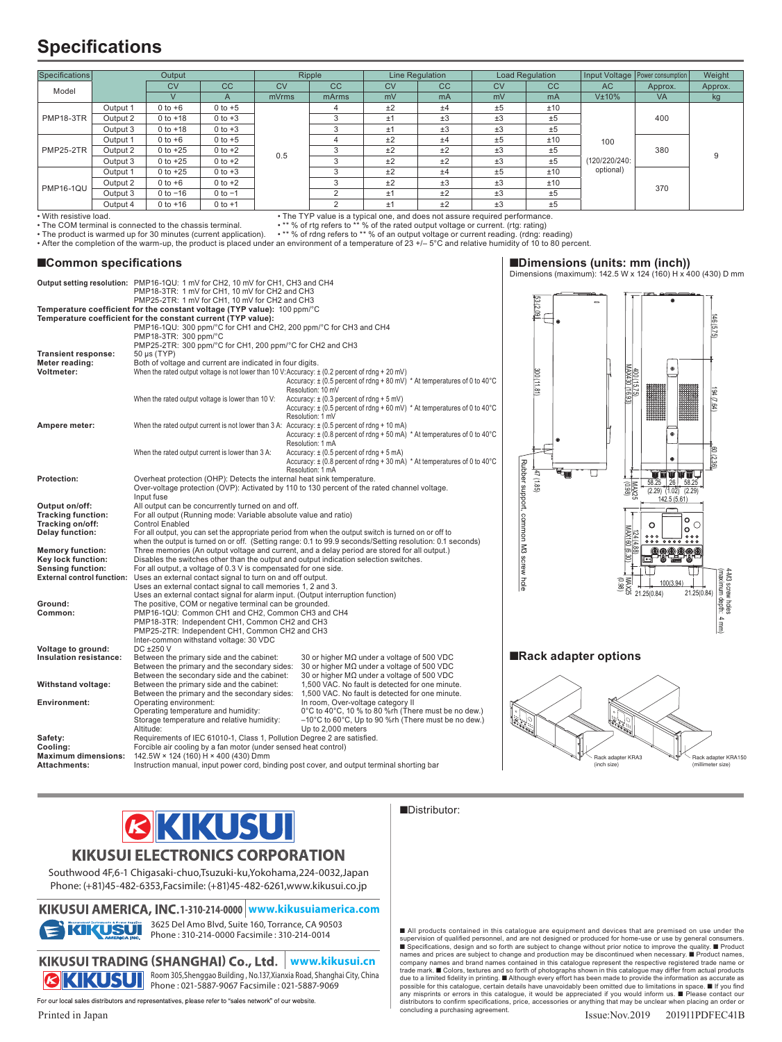# Specifications

| Specifications | | Output | | Ripple | | Line Regulation | | Load Regulation | | Input Voltage | Power consumption | Weight |
|---|---|---|---|---|---|---|---|---|---|---|---|---|
| Model | | CV | CC | CV | CC | CV | CC | CV | CC | AC | Approx. | Approx. |
| | | V | A | mVrms | mArms | mV | mA | mV | mA | V±10% | VA | kg |
| PMP18-3TR | Output 1 | 0 to +6 | 0 to +5 | 0.5 | 4 | ±2 | ±4 | ±5 | ±10 | 100 (120/220/240: optional) | 400 | 9 |
| | Output 2 | 0 to +18 | 0 to +3 | | 3 | ±1 | ±3 | ±3 | ±5 | | | |
| | Output 3 | 0 to +18 | 0 to +3 | | 3 | ±1 | ±3 | ±3 | ±5 | | | |
| PMP25-2TR | Output 1 | 0 to +6 | 0 to +5 | | 4 | ±2 | ±4 | ±5 | ±10 | | 380 | |
| | Output 2 | 0 to +25 | 0 to +2 | | 3 | ±2 | ±2 | ±3 | ±5 | | | |
| | Output 3 | 0 to +25 | 0 to +2 | | 3 | ±2 | ±2 | ±3 | ±5 | | | |
| PMP16-1QU | Output 1 | 0 to +25 | 0 to +3 | | 3 | ±2 | ±4 | ±5 | ±10 | | 370 | |
| | Output 2 | 0 to +6 | 0 to +2 | | 3 | ±2 | ±3 | ±3 | ±10 | | | |
| | Output 3 | 0 to −16 | 0 to −1 | | 2 | ±1 | ±2 | ±3 | ±5 | | | |
| | Output 4 | 0 to +16 | 0 to +1 | | 2 | ±1 | ±2 | ±3 | ±5 | | | |

- With resistive load.
- The COM terminal is connected to the chassis terminal.
- The product is warmed up for 30 minutes (current application).
- The TYP value is a typical one, and does not assure required performance.
- ** % of rtg refers to ** % of the rated output voltage or current. (rtg: rating)
- ** % of rdng refers to ** % of an output voltage or current reading. (rdng: reading)
- After the completion of the warm-up, the product is placed under an environment of a temperature of 23 +/– 5°C and relative humidity of 10 to 80 percent.

## ■Common specifications

**Output setting resolution:** PMP16-1QU: 1 mV for CH2, 10 mV for CH1, CH3 and CH4
PMP18-3TR: 1 mV for CH1, 10 mV for CH2 and CH3
PMP25-2TR: 1 mV for CH1, 10 mV for CH2 and CH3

**Temperature coefficient for the constant voltage (TYP value):** 100 ppm/°C

**Temperature coefficient for the constant current (TYP value):**
PMP16-1QU: 300 ppm/°C for CH1 and CH2, 200 ppm/°C for CH3 and CH4
PMP18-3TR: 300 ppm/°C
PMP25-2TR: 300 ppm/°C for CH1, 200 ppm/°C for CH2 and CH3

**Transient response:** 50 μs (TYP)

**Meter reading:** Both of voltage and current are indicated in four digits.

**Voltmeter:**
When the rated output voltage is not lower than 10 V: Accuracy: ± (0.2 percent of rdng + 20 mV)
Accuracy: ± (0.5 percent of rdng + 80 mV) * At temperatures of 0 to 40°C
Resolution: 10 mV
When the rated output voltage is lower than 10 V: Accuracy: ± (0.3 percent of rdng + 5 mV)
Accuracy: ± (0.5 percent of rdng + 60 mV) * At temperatures of 0 to 40°C
Resolution: 1 mV

**Ampere meter:**
When the rated output current is not lower than 3 A: Accuracy: ± (0.5 percent of rdng + 10 mA)
Accuracy: ± (0.8 percent of rdng + 50 mA) * At temperatures of 0 to 40°C
Resolution: 1 mA
When the rated output current is lower than 3 A: Accuracy: ± (0.5 percent of rdng + 5 mA)
Accuracy: ± (0.8 percent of rdng + 30 mA) * At temperatures of 0 to 40°C
Resolution: 1 mA

**Protection:** Overheat protection (OHP): Detects the internal heat sink temperature.
Over-voltage protection (OVP): Activated by 110 to 130 percent of the rated channel voltage.
Input fuse

**Output on/off:** All output can be concurrently turned on and off.

**Tracking function:** For all output (Running mode: Variable absolute value and ratio)

**Tracking on/off:** Control Enabled

**Delay function:** For all output, you can set the appropriate period from when the output switch is turned on or off to when the output is turned on or off. (Setting range: 0.1 to 99.9 seconds/Setting resolution: 0.1 seconds)

**Memory function:** Three memories (An output voltage and current, and a delay period are stored for all output.)

**Key lock function:** Disables the switches other than the output and output indication selection switches.

**Sensing function:** For all output, a voltage of 0.3 V is compensated for one side.

**External control function:** Uses an external contact signal to turn on and off output.
Uses an external contact signal to call memories 1, 2 and 3.
Uses an external contact signal for alarm input. (Output interruption function)

**Ground:** The positive, COM or negative terminal can be grounded.

**Common:** PMP16-1QU: Common CH1 and CH2, Common CH3 and CH4
PMP18-3TR: Independent CH1, Common CH2 and CH3
PMP25-2TR: Independent CH1, Common CH2 and CH3
Inter-common withstand voltage: 30 VDC

**Voltage to ground:** DC ±250 V

**Insulation resistance:**
Between the primary side and the cabinet: 30 or higher MΩ under a voltage of 500 VDC
Between the primary and the secondary sides: 30 or higher MΩ under a voltage of 500 VDC
Between the secondary side and the cabinet: 30 or higher MΩ under a voltage of 500 VDC

**Withstand voltage:**
Between the primary side and the cabinet: 1,500 VAC. No fault is detected for one minute.
Between the primary and the secondary sides: 1,500 VAC. No fault is detected for one minute.

**Environment:**
Operating environment: In room, Over-voltage category II
Operating temperature and humidity: 0°C to 40°C, 10 % to 80 %rh (There must be no dew.)
Storage temperature and relative humidity: –10°C to 60°C, Up to 90 %rh (There must be no dew.)
Altitude: Up to 2,000 meters

**Safety:** Requirements of IEC 61010-1, Class 1, Pollution Degree 2 are satisfied.

**Cooling:** Forcible air cooling by a fan motor (under sensed heat control)

**Maximum dimensions:** 142.5W × 124 (160) H × 400 (430) Dmm

**Attachments:** Instruction manual, input power cord, binding post cover, and output terminal shorting bar

## ■Dimensions (units: mm (inch))

Dimensions (maximum): 142.5 W x 124 (160) H x 400 (430) D mm

Rubber support, common M3 screw hole

4-M3 screw holes (maximum depth: 4 mm)

## ■Rack adapter options

Rack adapter KRA3 (inch size)

Rack adapter KRA150 (millimeter size)

**KIKUSUI ELECTRONICS CORPORATION**
Southwood 4F,6-1 Chigasaki-chuo,Tsuzuki-ku,Yokohama,224-0032,Japan
Phone: (+81)45-482-6353,Facsimile: (+81)45-482-6261,www.kikusui.co.jp

**KIKUSUI AMERICA, INC.** 1-310-214-0000 www.kikusuiamerica.com
3625 Del Amo Blvd, Suite 160, Torrance, CA 90503
Phone : 310-214-0000 Facsimile : 310-214-0014

**KIKUSUI TRADING (SHANGHAI) Co., Ltd.** www.kikusui.cn
Room 305,Shenggao Building , No.137,Xianxia Road, Shanghai City, China
Phone : 021-5887-9067 Facsimile : 021-5887-9069

For our local sales distributors and representatives, please refer to "sales network" of our website.

■Distributor:

■ All products contained in this catalogue are equipment and devices that are premised on use under the supervision of qualified personnel, and are not designed or produced for home-use or use by general consumers. ■ Specifications, design and so forth are subject to change without prior notice to improve the quality. ■ Product names and prices are subject to change and production may be discontinued when necessary. ■ Product names, company names and brand names contained in this catalogue represent the respective registered trade name or trade mark. ■ Colors, textures and so forth of photographs shown in this catalogue may differ from actual products due to a limited fidelity in printing. ■ Although every effort has been made to provide the information as accurate as possible for this catalogue, certain details have unavoidably been omitted due to limitations in space. ■ If you find any misprints or errors in this catalogue, it would be appreciated if you would inform us. ■ Please contact our distributors to confirm specifications, price, accessories or anything that may be unclear when placing an order or concluding a purchasing agreement.

Printed in Japan

Issue:Nov.2019 201911PDFEC41B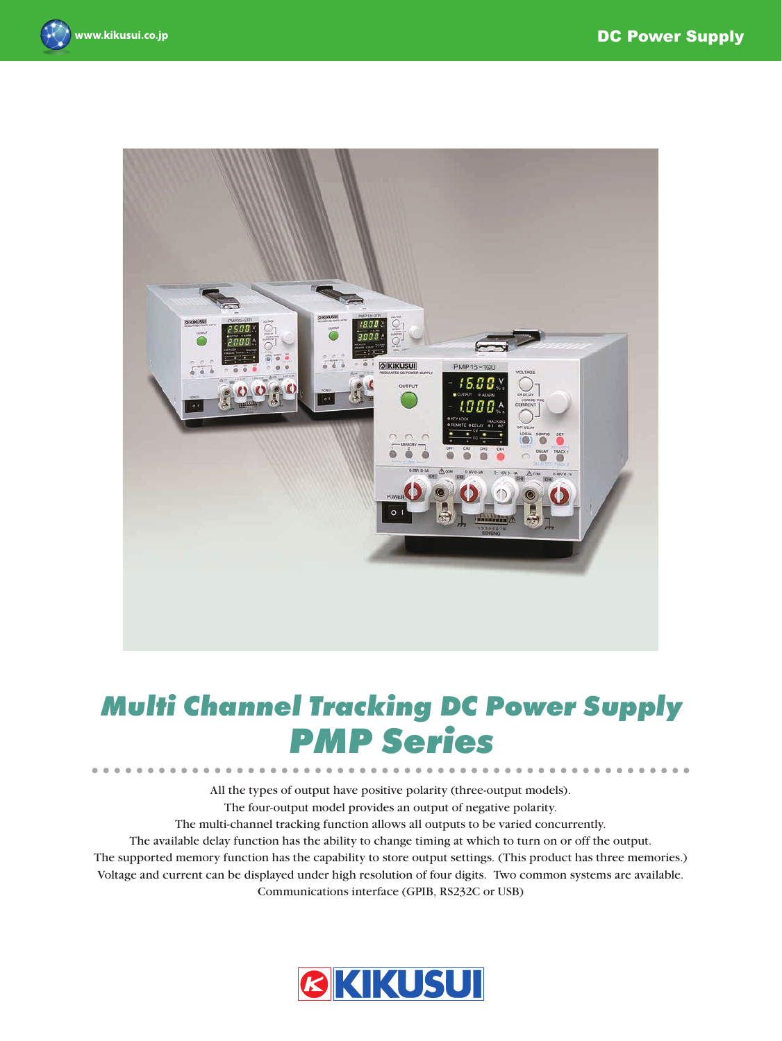# Multi Channel Tracking DC Power Supply PMP Series

All the types of output have positive polarity (three-output models).
The four-output model provides an output of negative polarity.
The multi-channel tracking function allows all outputs to be varied concurrently.
The available delay function has the ability to change timing at which to turn on or off the output.
The supported memory function has the capability to store output settings. (This product has three memories.)
Voltage and current can be displayed under high resolution of four digits. Two common systems are available.
Communications interface (GPIB, RS232C or USB)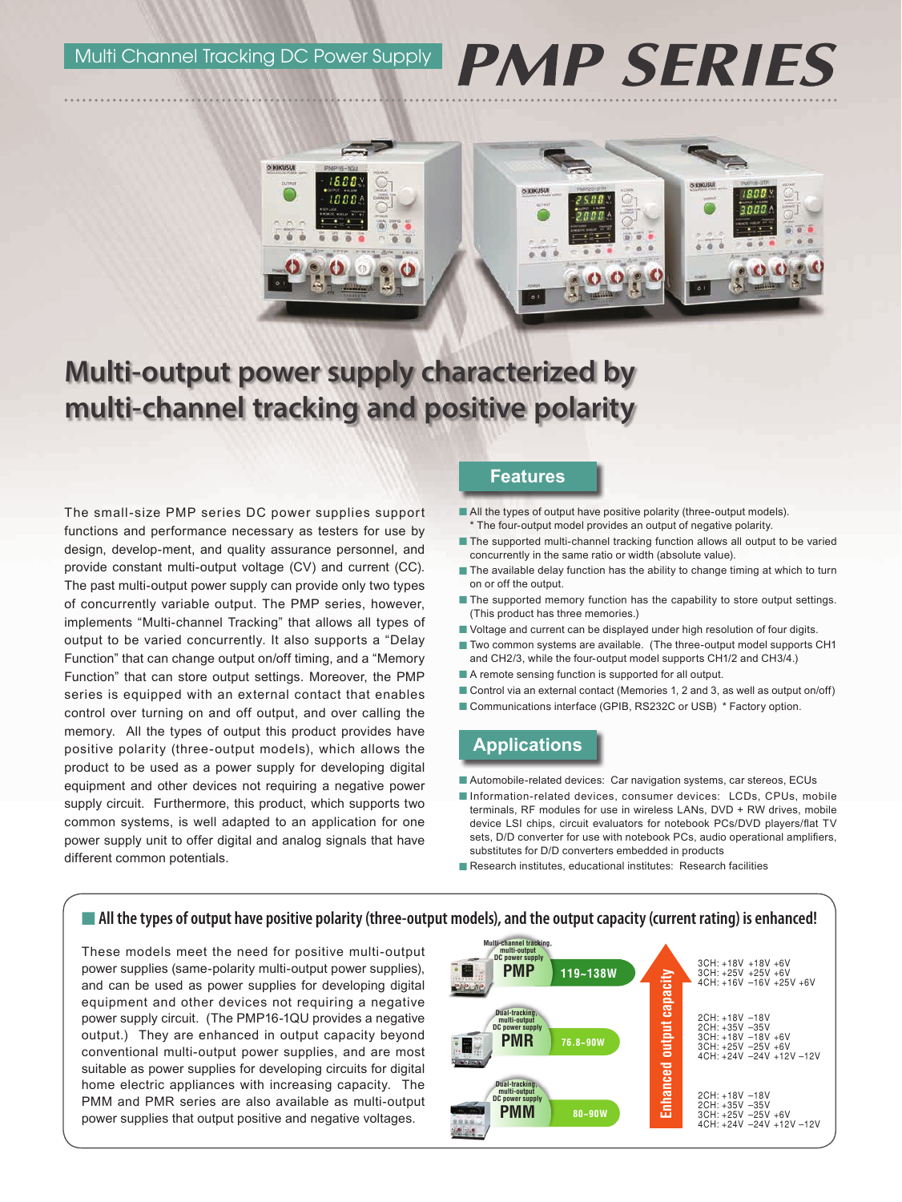Multi Channel Tracking DC Power Supply

# PMP SERIES

## Multi-output power supply characterized by multi-channel tracking and positive polarity

The small-size PMP series DC power supplies support functions and performance necessary as testers for use by design, develop-ment, and quality assurance personnel, and provide constant multi-output voltage (CV) and current (CC). The past multi-output power supply can provide only two types of concurrently variable output. The PMP series, however, implements "Multi-channel Tracking" that allows all types of output to be varied concurrently. It also supports a "Delay Function" that can change output on/off timing, and a "Memory Function" that can store output settings. Moreover, the PMP series is equipped with an external contact that enables control over turning on and off output, and over calling the memory. All the types of output this product provides have positive polarity (three-output models), which allows the product to be used as a power supply for developing digital equipment and other devices not requiring a negative power supply circuit. Furthermore, this product, which supports two common systems, is well adapted to an application for one power supply unit to offer digital and analog signals that have different common potentials.

### Features

- All the types of output have positive polarity (three-output models).
  * The four-output model provides an output of negative polarity.
- The supported multi-channel tracking function allows all output to be varied concurrently in the same ratio or width (absolute value).
- The available delay function has the ability to change timing at which to turn on or off the output.
- The supported memory function has the capability to store output settings. (This product has three memories.)
- Voltage and current can be displayed under high resolution of four digits.
- Two common systems are available. (The three-output model supports CH1 and CH2/3, while the four-output model supports CH1/2 and CH3/4.)
- A remote sensing function is supported for all output.
- Control via an external contact (Memories 1, 2 and 3, as well as output on/off)
- Communications interface (GPIB, RS232C or USB) * Factory option.

### Applications

- Automobile-related devices: Car navigation systems, car stereos, ECUs
- Information-related devices, consumer devices: LCDs, CPUs, mobile terminals, RF modules for use in wireless LANs, DVD + RW drives, mobile device LSI chips, circuit evaluators for notebook PCs/DVD players/flat TV sets, D/D converter for use with notebook PCs, audio operational amplifiers, substitutes for D/D converters embedded in products
- Research institutes, educational institutes: Research facilities

### All the types of output have positive polarity (three-output models), and the output capacity (current rating) is enhanced!

These models meet the need for positive multi-output power supplies (same-polarity multi-output power supplies), and can be used as power supplies for developing digital equipment and other devices not requiring a negative power supply circuit. (The PMP16-1QU provides a negative output.) They are enhanced in output capacity beyond conventional multi-output power supplies, and are most suitable as power supplies for developing circuits for digital home electric appliances with increasing capacity. The PMM and PMR series are also available as multi-output power supplies that output positive and negative voltages.

Enhanced output capacity

| Series | Type | Capacity | Outputs |
|---|---|---|---|
| PMP | Multi-channel tracking, multi-output DC power supply | 119~138W | 3CH: +18V +18V +6V<br>3CH: +25V +25V +6V<br>4CH: +16V −16V +25V +6V |
| PMR | Dual-tracking, multi-output DC power supply | 76.8~90W | 2CH: +18V −18V<br>2CH: +35V −35V<br>3CH: +18V −18V +6V<br>3CH: +25V −25V +6V<br>4CH: +24V −24V +12V −12V |
| PMM | Dual-tracking, multi-output DC power supply | 80~90W | 2CH: +18V −18V<br>2CH: +35V −35V<br>3CH: +25V −25V +6V<br>4CH: +24V −24V +12V −12V |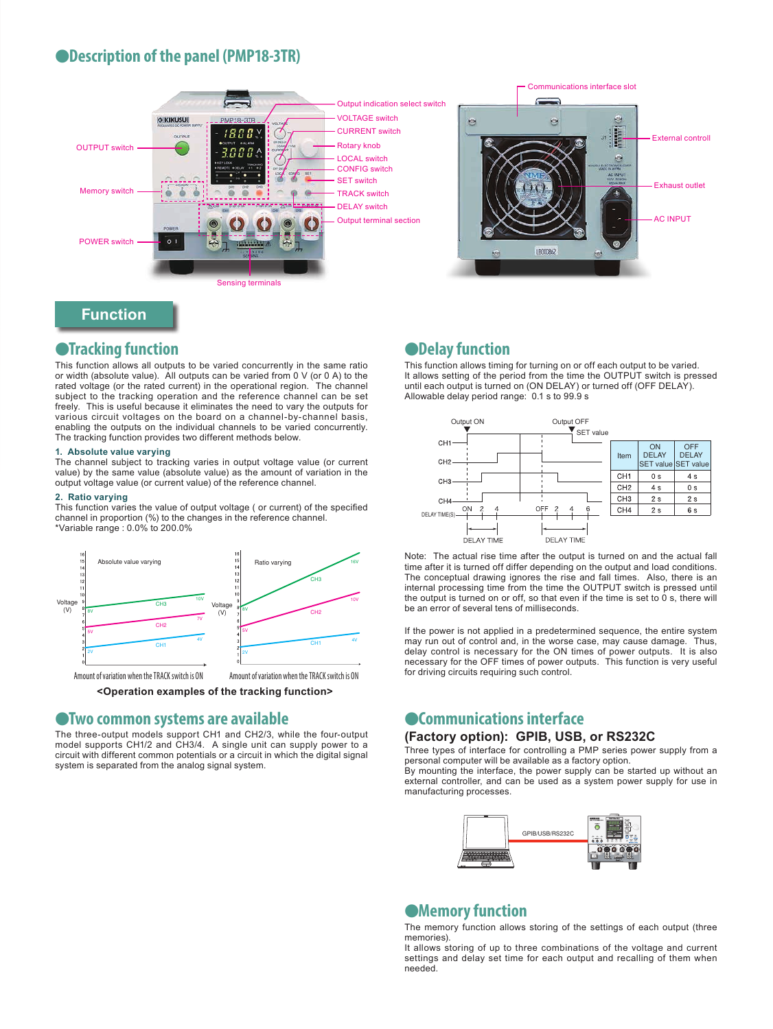## ●Description of the panel (PMP18-3TR)

Output indication select switch
VOLTAGE switch
CURRENT switch
Rotary knob
LOCAL switch
CONFIG switch
SET switch
TRACK switch
DELAY switch
Output terminal section
OUTPUT switch
Memory switch
POWER switch
Sensing terminals

Communications interface slot
External controll
Exhaust outlet
AC INPUT

## Function

### ●Tracking function

This function allows all outputs to be varied concurrently in the same ratio or width (absolute value). All outputs can be varied from 0 V (or 0 A) to the rated voltage (or the rated current) in the operational region. The channel subject to the tracking operation and the reference channel can be set freely. This is useful because it eliminates the need to vary the outputs for various circuit voltages on the board on a channel-by-channel basis, enabling the outputs on the individual channels to be varied concurrently. The tracking function provides two different methods below.

**1. Absolute value varying**
The channel subject to tracking varies in output voltage value (or current value) by the same value (absolute value) as the amount of variation in the output voltage value (or current value) of the reference channel.

**2. Ratio varying**
This function varies the value of output voltage ( or current) of the specified channel in proportion (%) to the changes in the reference channel.
*Variable range : 0.0% to 200.0%

Absolute value varying
Voltage (V)
CH3 8V 10V
CH2 5V 7V
CH1 2V 4V
Amount of variation when the TRACK switch is ON

Ratio varying
Voltage (V)
CH3 8V 16V
CH2 5V 10V
CH1 2V 4V
Amount of variation when the TRACK switch is ON

**<Operation examples of the tracking function>**

### ●Two common systems are available

The three-output models support CH1 and CH2/3, while the four-output model supports CH1/2 and CH3/4. A single unit can supply power to a circuit with different common potentials or a circuit in which the digital signal system is separated from the analog signal system.

### ●Delay function

This function allows timing for turning on or off each output to be varied.
It allows setting of the period from the time the OUTPUT switch is pressed until each output is turned on (ON DELAY) or turned off (OFF DELAY).
Allowable delay period range: 0.1 s to 99.9 s

Output ON
Output OFF
SET value
CH1
CH2
CH3
CH4
DELAY TIME(S) ON 2 4 OFF 2 4 6
DELAY TIME DELAY TIME

| Item | ON DELAY SET value | OFF DELAY SET value |
|---|---|---|
| CH1 | 0 s | 4 s |
| CH2 | 4 s | 0 s |
| CH3 | 2 s | 2 s |
| CH4 | 2 s | 6 s |

Note: The actual rise time after the output is turned on and the actual fall time after it is turned off differ depending on the output and load conditions. The conceptual drawing ignores the rise and fall times. Also, there is an internal processing time from the time the OUTPUT switch is pressed until the output is turned on or off, so that even if the time is set to 0 s, there will be an error of several tens of milliseconds.

If the power is not applied in a predetermined sequence, the entire system may run out of control and, in the worse case, may cause damage. Thus, delay control is necessary for the ON times of power outputs. It is also necessary for the OFF times of power outputs. This function is very useful for driving circuits requiring such control.

### ●Communications interface

**(Factory option): GPIB, USB, or RS232C**

Three types of interface for controlling a PMP series power supply from a personal computer will be available as a factory option.
By mounting the interface, the power supply can be started up without an external controller, and can be used as a system power supply for use in manufacturing processes.

GPIB/USB/RS232C

### ●Memory function

The memory function allows storing of the settings of each output (three memories).
It allows storing of up to three combinations of the voltage and current settings and delay set time for each output and recalling of them when needed.